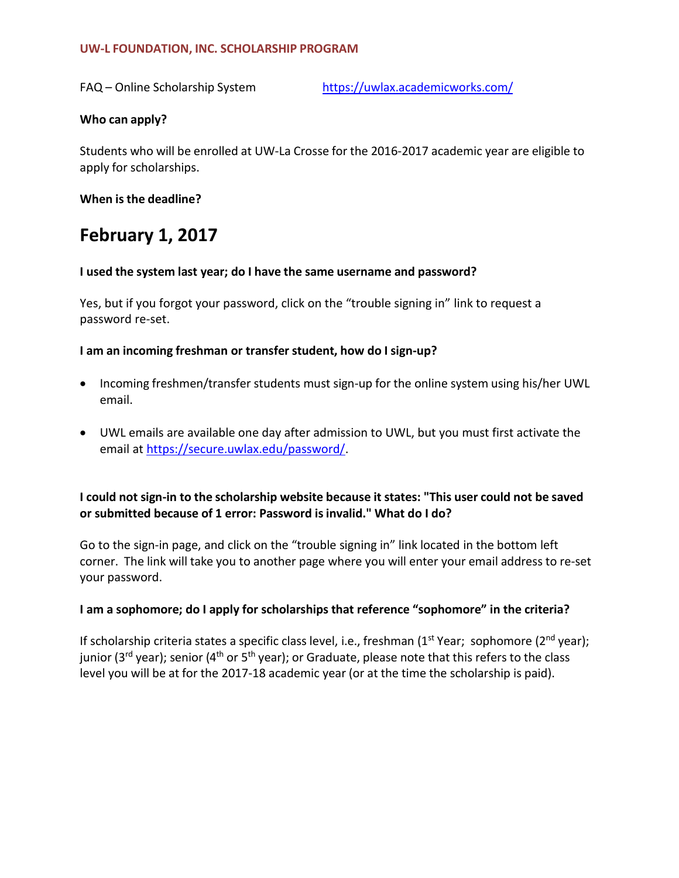**UW-L FOUNDATION, INC. SCHOLARSHIP PROGRAM**

FAQ – Online Scholarship System https://uwlax.academicworks.com/

**Who can apply?**

Students who will be enrolled at UW-La Crosse for the 2016-2017 academic year are eligible to apply for scholarships.

**When is the deadline?**

# February 1, 2017

**I used the system last year; do I have the same username and password?**

Yes, but if you forgot your password, click on the "trouble signing in" link to request a password re-set.

**I am an incoming freshman or transfer student, how do I sign-up?**

- Incoming freshmen/transfer students must sign-up for the online system using his/her UWL email.
- UWL emails are available one day after admission to UWL, but you must first activate the email at https://secure.uwlax.edu/password/.

**I could not sign-in to the scholarship website because it states: "This user could not be saved or submitted because of 1 error: Password is invalid." What do I do?**

Go to the sign-in page, and click on the "trouble signing in" link located in the bottom left corner. The link will take you to another page where you will enter your email address to re-set your password.

**I am a sophomore; do I apply for scholarships that reference "sophomore" in the criteria?**

If scholarship criteria states a specific class level, i.e., freshman (1st Year; sophomore (2nd year); junior (3rd year); senior (4th or 5th year); or Graduate, please note that this refers to the class level you will be at for the 2017-18 academic year (or at the time the scholarship is paid).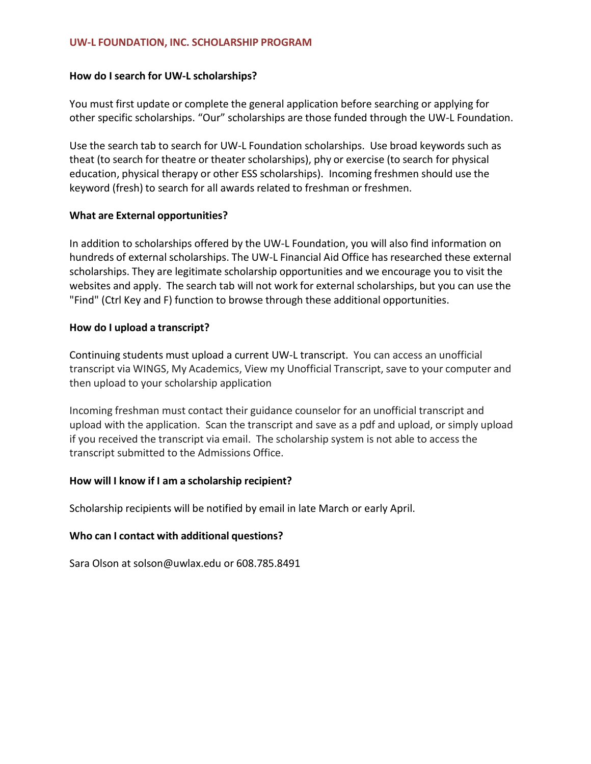## UW-L FOUNDATION, INC. SCHOLARSHIP PROGRAM

### How do I search for UW-L scholarships?

You must first update or complete the general application before searching or applying for other specific scholarships. "Our" scholarships are those funded through the UW-L Foundation.

Use the search tab to search for UW-L Foundation scholarships. Use broad keywords such as theat (to search for theatre or theater scholarships), phy or exercise (to search for physical education, physical therapy or other ESS scholarships). Incoming freshmen should use the keyword (fresh) to search for all awards related to freshman or freshmen.

### What are External opportunities?

In addition to scholarships offered by the UW-L Foundation, you will also find information on hundreds of external scholarships. The UW-L Financial Aid Office has researched these external scholarships. They are legitimate scholarship opportunities and we encourage you to visit the websites and apply. The search tab will not work for external scholarships, but you can use the "Find" (Ctrl Key and F) function to browse through these additional opportunities.

### How do I upload a transcript?

Continuing students must upload a current UW-L transcript. You can access an unofficial transcript via WINGS, My Academics, View my Unofficial Transcript, save to your computer and then upload to your scholarship application

Incoming freshman must contact their guidance counselor for an unofficial transcript and upload with the application. Scan the transcript and save as a pdf and upload, or simply upload if you received the transcript via email. The scholarship system is not able to access the transcript submitted to the Admissions Office.

### How will I know if I am a scholarship recipient?

Scholarship recipients will be notified by email in late March or early April.

### Who can I contact with additional questions?

Sara Olson at solson@uwlax.edu or 608.785.8491